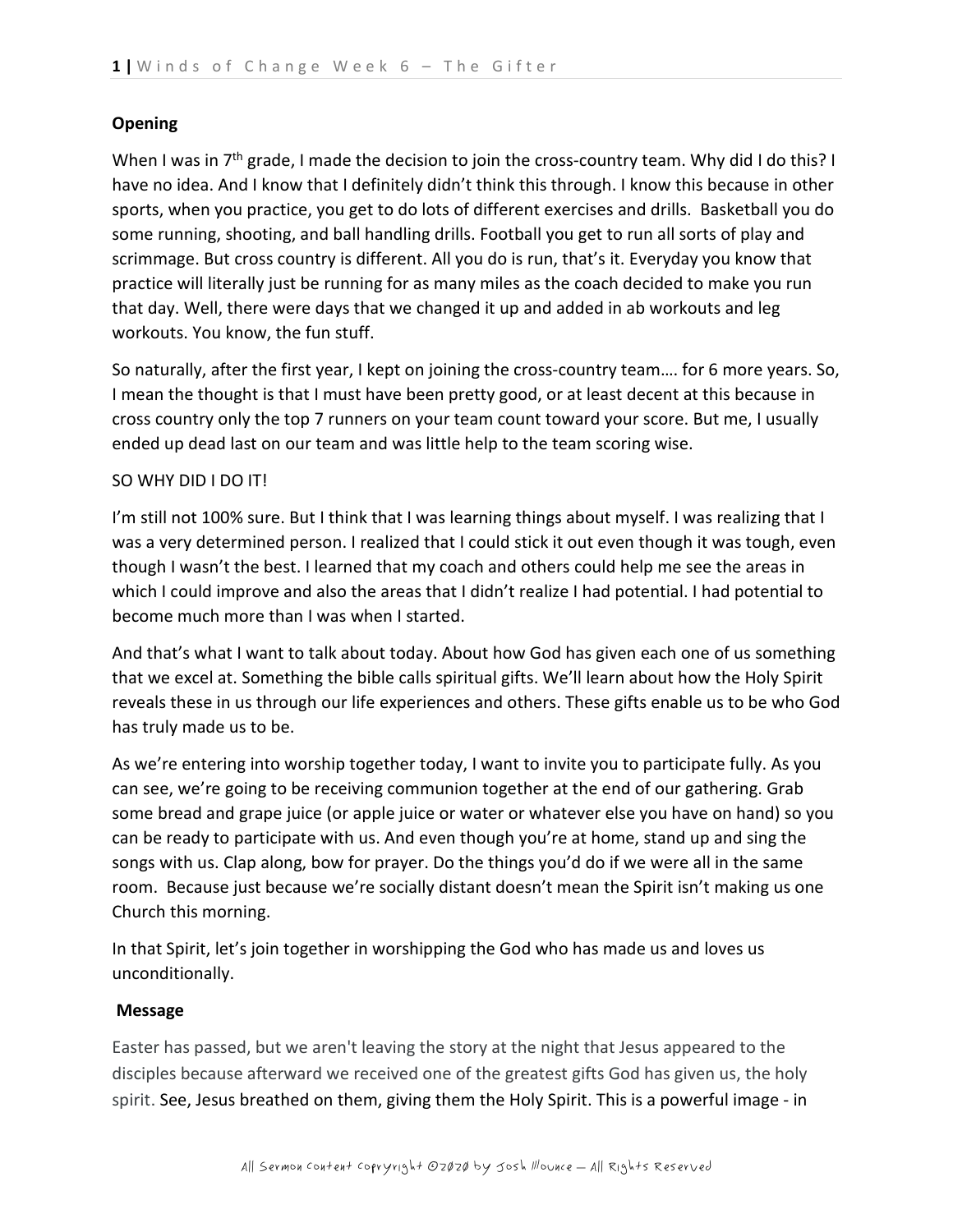**Opening**

When I was in 7th grade, I made the decision to join the cross-country team. Why did I do this? I have no idea. And I know that I definitely didn't think this through. I know this because in other sports, when you practice, you get to do lots of different exercises and drills. Basketball you do some running, shooting, and ball handling drills. Football you get to run all sorts of play and scrimmage. But cross country is different. All you do is run, that's it. Everyday you know that practice will literally just be running for as many miles as the coach decided to make you run that day. Well, there were days that we changed it up and added in ab workouts and leg workouts. You know, the fun stuff.

So naturally, after the first year, I kept on joining the cross-country team…. for 6 more years. So, I mean the thought is that I must have been pretty good, or at least decent at this because in cross country only the top 7 runners on your team count toward your score. But me, I usually ended up dead last on our team and was little help to the team scoring wise.

SO WHY DID I DO IT!

I'm still not 100% sure. But I think that I was learning things about myself. I was realizing that I was a very determined person. I realized that I could stick it out even though it was tough, even though I wasn't the best. I learned that my coach and others could help me see the areas in which I could improve and also the areas that I didn't realize I had potential. I had potential to become much more than I was when I started.

And that's what I want to talk about today. About how God has given each one of us something that we excel at. Something the bible calls spiritual gifts. We'll learn about how the Holy Spirit reveals these in us through our life experiences and others. These gifts enable us to be who God has truly made us to be.

As we're entering into worship together today, I want to invite you to participate fully. As you can see, we're going to be receiving communion together at the end of our gathering. Grab some bread and grape juice (or apple juice or water or whatever else you have on hand) so you can be ready to participate with us. And even though you're at home, stand up and sing the songs with us. Clap along, bow for prayer. Do the things you'd do if we were all in the same room. Because just because we're socially distant doesn't mean the Spirit isn't making us one Church this morning.

In that Spirit, let's join together in worshipping the God who has made us and loves us unconditionally.

**Message**

Easter has passed, but we aren't leaving the story at the night that Jesus appeared to the disciples because afterward we received one of the greatest gifts God has given us, the holy spirit. See, Jesus breathed on them, giving them the Holy Spirit. This is a powerful image - in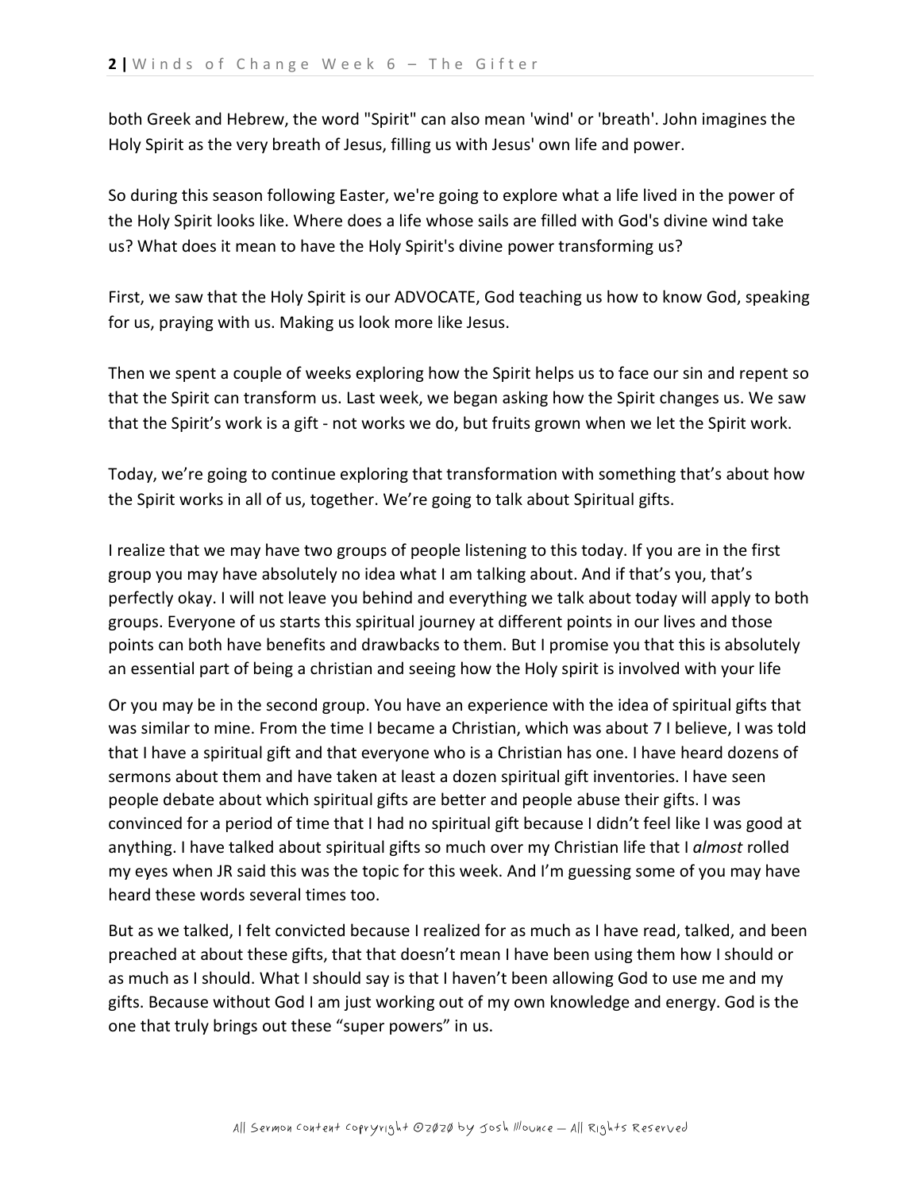both Greek and Hebrew, the word "Spirit" can also mean 'wind' or 'breath'. John imagines the Holy Spirit as the very breath of Jesus, filling us with Jesus' own life and power.

So during this season following Easter, we're going to explore what a life lived in the power of the Holy Spirit looks like. Where does a life whose sails are filled with God's divine wind take us? What does it mean to have the Holy Spirit's divine power transforming us?

First, we saw that the Holy Spirit is our ADVOCATE, God teaching us how to know God, speaking for us, praying with us. Making us look more like Jesus.

Then we spent a couple of weeks exploring how the Spirit helps us to face our sin and repent so that the Spirit can transform us. Last week, we began asking how the Spirit changes us. We saw that the Spirit's work is a gift - not works we do, but fruits grown when we let the Spirit work.

Today, we're going to continue exploring that transformation with something that's about how the Spirit works in all of us, together. We're going to talk about Spiritual gifts.

I realize that we may have two groups of people listening to this today. If you are in the first group you may have absolutely no idea what I am talking about. And if that's you, that's perfectly okay. I will not leave you behind and everything we talk about today will apply to both groups. Everyone of us starts this spiritual journey at different points in our lives and those points can both have benefits and drawbacks to them. But I promise you that this is absolutely an essential part of being a christian and seeing how the Holy spirit is involved with your life

Or you may be in the second group. You have an experience with the idea of spiritual gifts that was similar to mine. From the time I became a Christian, which was about 7 I believe, I was told that I have a spiritual gift and that everyone who is a Christian has one. I have heard dozens of sermons about them and have taken at least a dozen spiritual gift inventories. I have seen people debate about which spiritual gifts are better and people abuse their gifts. I was convinced for a period of time that I had no spiritual gift because I didn't feel like I was good at anything. I have talked about spiritual gifts so much over my Christian life that I *almost* rolled my eyes when JR said this was the topic for this week. And I'm guessing some of you may have heard these words several times too.

But as we talked, I felt convicted because I realized for as much as I have read, talked, and been preached at about these gifts, that that doesn't mean I have been using them how I should or as much as I should. What I should say is that I haven't been allowing God to use me and my gifts. Because without God I am just working out of my own knowledge and energy. God is the one that truly brings out these "super powers" in us.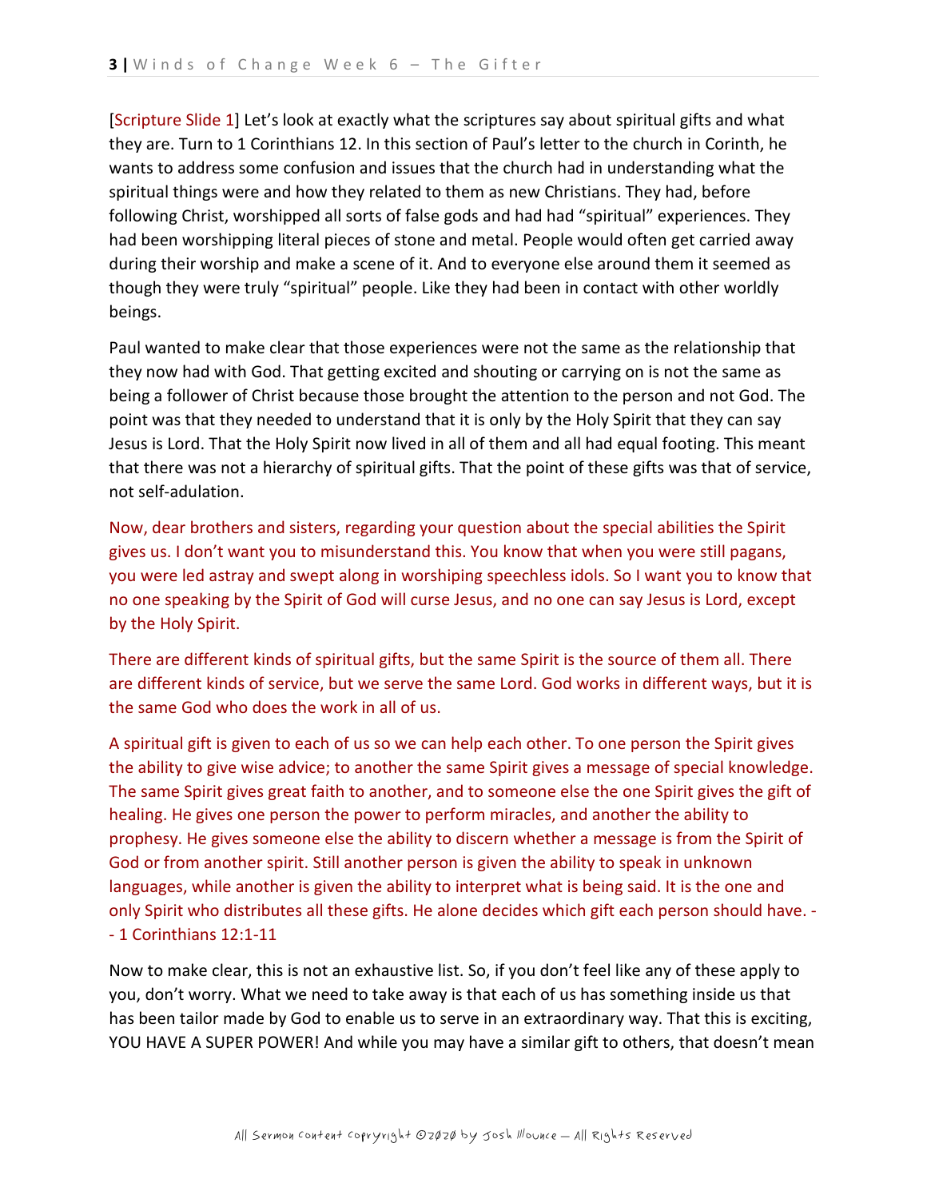[Scripture Slide 1] Let's look at exactly what the scriptures say about spiritual gifts and what they are. Turn to 1 Corinthians 12. In this section of Paul's letter to the church in Corinth, he wants to address some confusion and issues that the church had in understanding what the spiritual things were and how they related to them as new Christians. They had, before following Christ, worshipped all sorts of false gods and had had "spiritual" experiences. They had been worshipping literal pieces of stone and metal. People would often get carried away during their worship and make a scene of it. And to everyone else around them it seemed as though they were truly "spiritual" people. Like they had been in contact with other worldly beings.

Paul wanted to make clear that those experiences were not the same as the relationship that they now had with God. That getting excited and shouting or carrying on is not the same as being a follower of Christ because those brought the attention to the person and not God. The point was that they needed to understand that it is only by the Holy Spirit that they can say Jesus is Lord. That the Holy Spirit now lived in all of them and all had equal footing. This meant that there was not a hierarchy of spiritual gifts. That the point of these gifts was that of service, not self-adulation.

Now, dear brothers and sisters, regarding your question about the special abilities the Spirit gives us. I don't want you to misunderstand this. You know that when you were still pagans, you were led astray and swept along in worshiping speechless idols. So I want you to know that no one speaking by the Spirit of God will curse Jesus, and no one can say Jesus is Lord, except by the Holy Spirit.

There are different kinds of spiritual gifts, but the same Spirit is the source of them all. There are different kinds of service, but we serve the same Lord. God works in different ways, but it is the same God who does the work in all of us.

A spiritual gift is given to each of us so we can help each other. To one person the Spirit gives the ability to give wise advice; to another the same Spirit gives a message of special knowledge. The same Spirit gives great faith to another, and to someone else the one Spirit gives the gift of healing. He gives one person the power to perform miracles, and another the ability to prophesy. He gives someone else the ability to discern whether a message is from the Spirit of God or from another spirit. Still another person is given the ability to speak in unknown languages, while another is given the ability to interpret what is being said. It is the one and only Spirit who distributes all these gifts. He alone decides which gift each person should have. -- 1 Corinthians 12:1-11

Now to make clear, this is not an exhaustive list. So, if you don't feel like any of these apply to you, don't worry. What we need to take away is that each of us has something inside us that has been tailor made by God to enable us to serve in an extraordinary way. That this is exciting, YOU HAVE A SUPER POWER! And while you may have a similar gift to others, that doesn't mean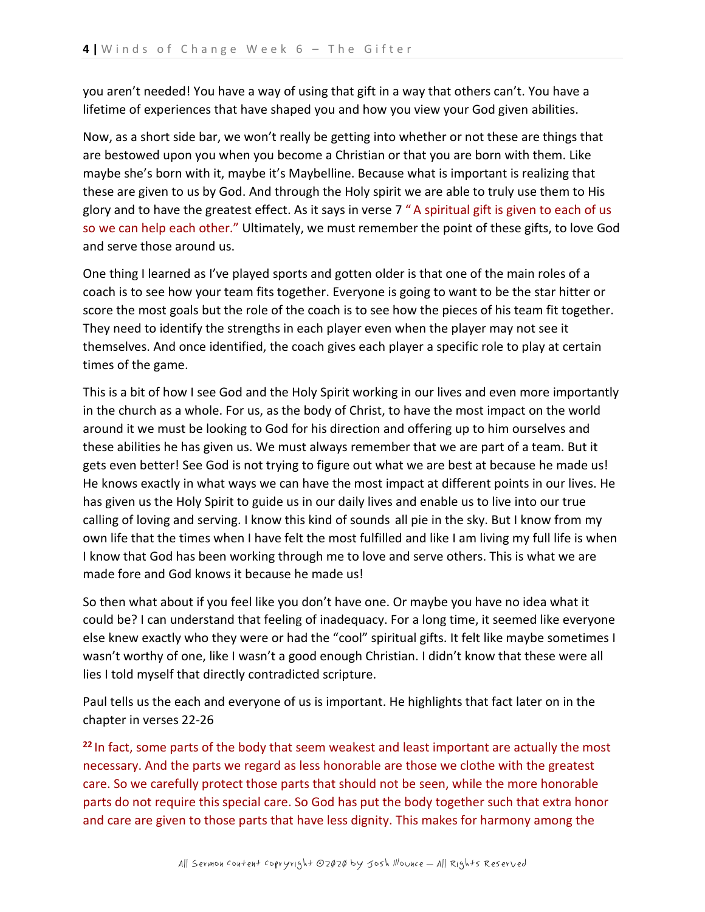you aren't needed! You have a way of using that gift in a way that others can't. You have a lifetime of experiences that have shaped you and how you view your God given abilities.

Now, as a short side bar, we won't really be getting into whether or not these are things that are bestowed upon you when you become a Christian or that you are born with them. Like maybe she's born with it, maybe it's Maybelline. Because what is important is realizing that these are given to us by God. And through the Holy spirit we are able to truly use them to His glory and to have the greatest effect. As it says in verse 7 " A spiritual gift is given to each of us so we can help each other." Ultimately, we must remember the point of these gifts, to love God and serve those around us.

One thing I learned as I've played sports and gotten older is that one of the main roles of a coach is to see how your team fits together. Everyone is going to want to be the star hitter or score the most goals but the role of the coach is to see how the pieces of his team fit together. They need to identify the strengths in each player even when the player may not see it themselves. And once identified, the coach gives each player a specific role to play at certain times of the game.

This is a bit of how I see God and the Holy Spirit working in our lives and even more importantly in the church as a whole. For us, as the body of Christ, to have the most impact on the world around it we must be looking to God for his direction and offering up to him ourselves and these abilities he has given us. We must always remember that we are part of a team. But it gets even better! See God is not trying to figure out what we are best at because he made us! He knows exactly in what ways we can have the most impact at different points in our lives. He has given us the Holy Spirit to guide us in our daily lives and enable us to live into our true calling of loving and serving. I know this kind of sounds all pie in the sky. But I know from my own life that the times when I have felt the most fulfilled and like I am living my full life is when I know that God has been working through me to love and serve others. This is what we are made fore and God knows it because he made us!

So then what about if you feel like you don't have one. Or maybe you have no idea what it could be? I can understand that feeling of inadequacy. For a long time, it seemed like everyone else knew exactly who they were or had the "cool" spiritual gifts. It felt like maybe sometimes I wasn't worthy of one, like I wasn't a good enough Christian. I didn't know that these were all lies I told myself that directly contradicted scripture.

Paul tells us the each and everyone of us is important. He highlights that fact later on in the chapter in verses 22-26

**22** In fact, some parts of the body that seem weakest and least important are actually the most necessary. And the parts we regard as less honorable are those we clothe with the greatest care. So we carefully protect those parts that should not be seen, while the more honorable parts do not require this special care. So God has put the body together such that extra honor and care are given to those parts that have less dignity. This makes for harmony among the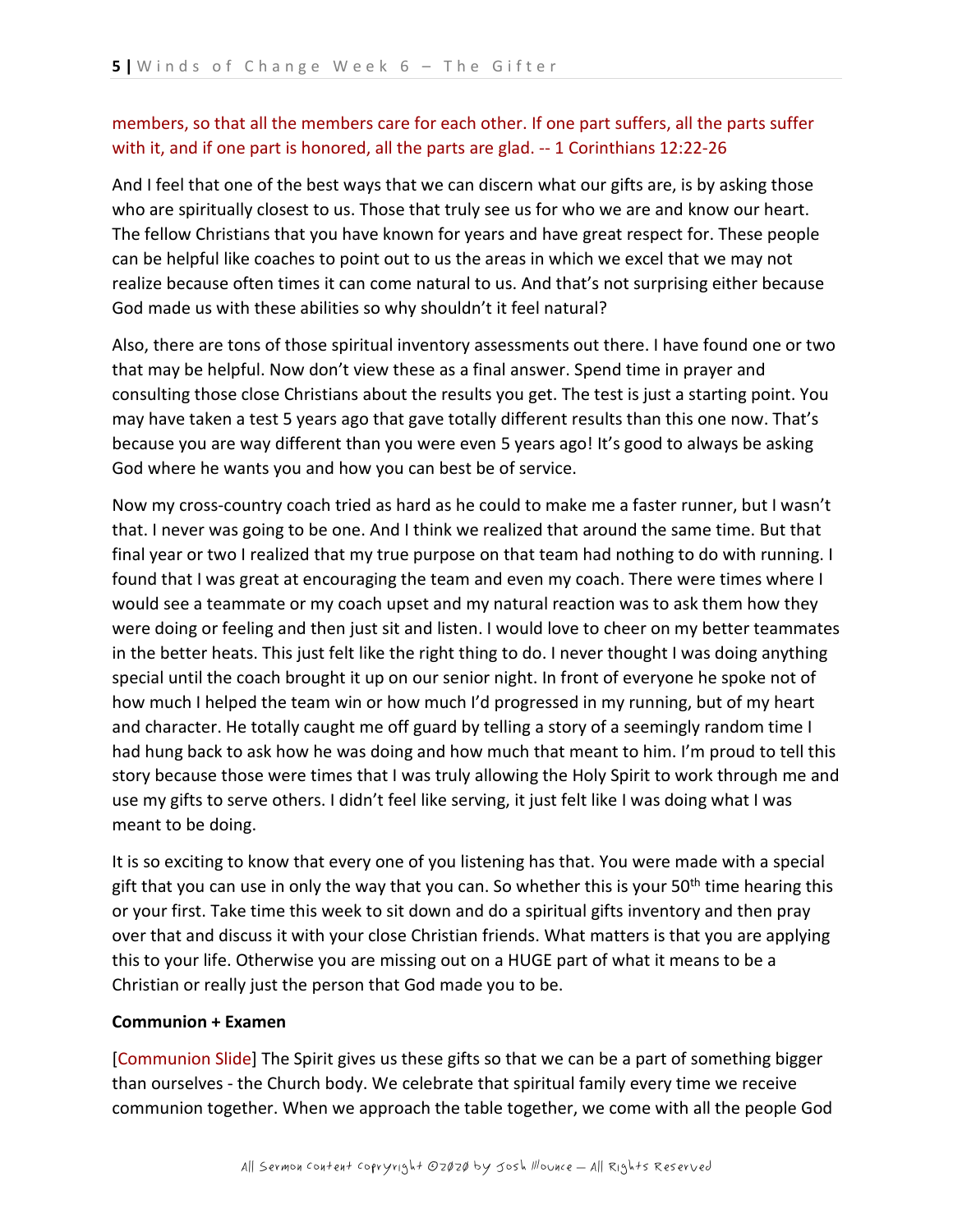members, so that all the members care for each other. If one part suffers, all the parts suffer with it, and if one part is honored, all the parts are glad. -- 1 Corinthians 12:22-26

And I feel that one of the best ways that we can discern what our gifts are, is by asking those who are spiritually closest to us. Those that truly see us for who we are and know our heart. The fellow Christians that you have known for years and have great respect for. These people can be helpful like coaches to point out to us the areas in which we excel that we may not realize because often times it can come natural to us. And that's not surprising either because God made us with these abilities so why shouldn't it feel natural?

Also, there are tons of those spiritual inventory assessments out there. I have found one or two that may be helpful. Now don't view these as a final answer. Spend time in prayer and consulting those close Christians about the results you get. The test is just a starting point. You may have taken a test 5 years ago that gave totally different results than this one now. That's because you are way different than you were even 5 years ago! It's good to always be asking God where he wants you and how you can best be of service.

Now my cross-country coach tried as hard as he could to make me a faster runner, but I wasn't that. I never was going to be one. And I think we realized that around the same time. But that final year or two I realized that my true purpose on that team had nothing to do with running. I found that I was great at encouraging the team and even my coach. There were times where I would see a teammate or my coach upset and my natural reaction was to ask them how they were doing or feeling and then just sit and listen. I would love to cheer on my better teammates in the better heats. This just felt like the right thing to do. I never thought I was doing anything special until the coach brought it up on our senior night. In front of everyone he spoke not of how much I helped the team win or how much I'd progressed in my running, but of my heart and character. He totally caught me off guard by telling a story of a seemingly random time I had hung back to ask how he was doing and how much that meant to him. I'm proud to tell this story because those were times that I was truly allowing the Holy Spirit to work through me and use my gifts to serve others. I didn't feel like serving, it just felt like I was doing what I was meant to be doing.

It is so exciting to know that every one of you listening has that. You were made with a special gift that you can use in only the way that you can. So whether this is your 50th time hearing this or your first. Take time this week to sit down and do a spiritual gifts inventory and then pray over that and discuss it with your close Christian friends. What matters is that you are applying this to your life. Otherwise you are missing out on a HUGE part of what it means to be a Christian or really just the person that God made you to be.

**Communion + Examen**

[Communion Slide] The Spirit gives us these gifts so that we can be a part of something bigger than ourselves - the Church body. We celebrate that spiritual family every time we receive communion together. When we approach the table together, we come with all the people God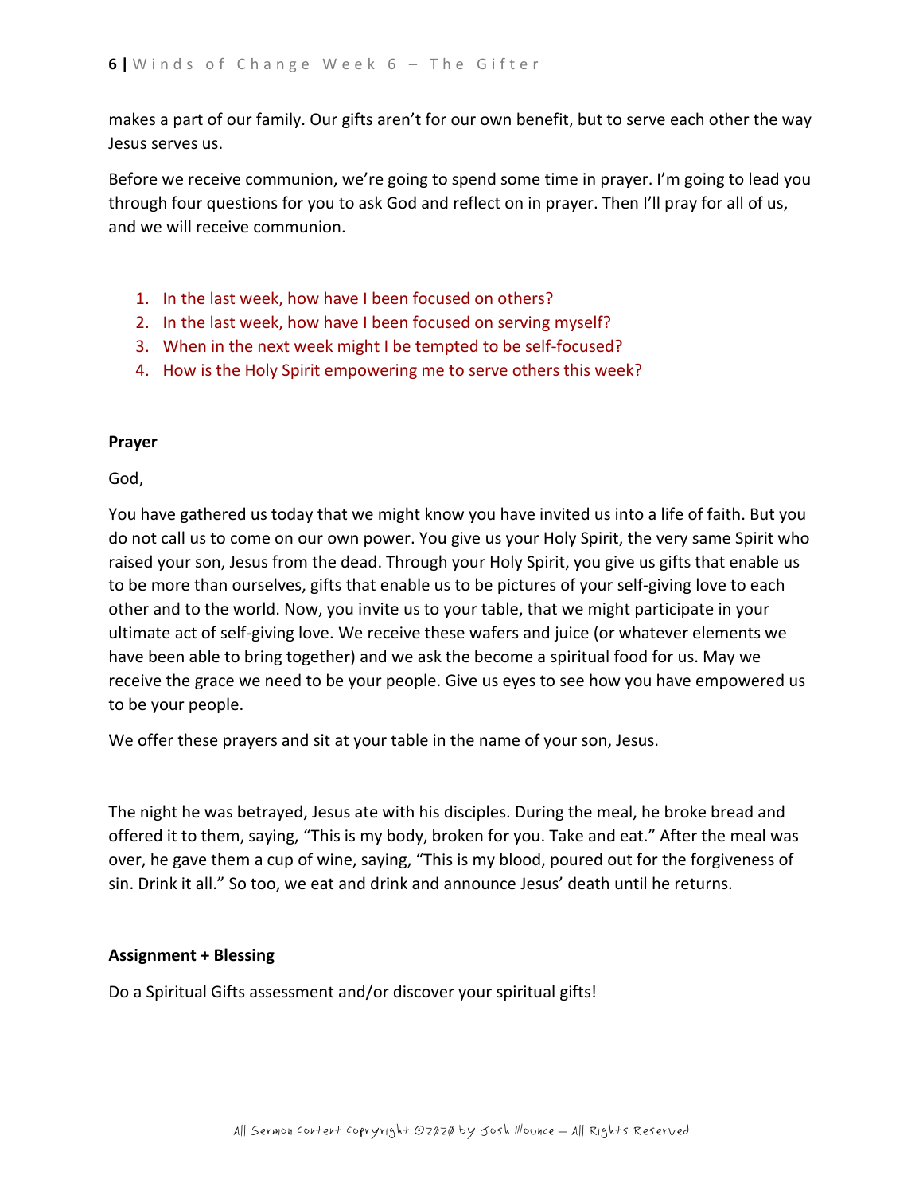makes a part of our family. Our gifts aren't for our own benefit, but to serve each other the way Jesus serves us.

Before we receive communion, we're going to spend some time in prayer. I'm going to lead you through four questions for you to ask God and reflect on in prayer. Then I'll pray for all of us, and we will receive communion.

1. In the last week, how have I been focused on others?
2. In the last week, how have I been focused on serving myself?
3. When in the next week might I be tempted to be self-focused?
4. How is the Holy Spirit empowering me to serve others this week?

**Prayer**

God,

You have gathered us today that we might know you have invited us into a life of faith. But you do not call us to come on our own power. You give us your Holy Spirit, the very same Spirit who raised your son, Jesus from the dead. Through your Holy Spirit, you give us gifts that enable us to be more than ourselves, gifts that enable us to be pictures of your self-giving love to each other and to the world. Now, you invite us to your table, that we might participate in your ultimate act of self-giving love. We receive these wafers and juice (or whatever elements we have been able to bring together) and we ask the become a spiritual food for us. May we receive the grace we need to be your people. Give us eyes to see how you have empowered us to be your people.

We offer these prayers and sit at your table in the name of your son, Jesus.

The night he was betrayed, Jesus ate with his disciples. During the meal, he broke bread and offered it to them, saying, "This is my body, broken for you. Take and eat." After the meal was over, he gave them a cup of wine, saying, "This is my blood, poured out for the forgiveness of sin. Drink it all." So too, we eat and drink and announce Jesus' death until he returns.

**Assignment + Blessing**

Do a Spiritual Gifts assessment and/or discover your spiritual gifts!